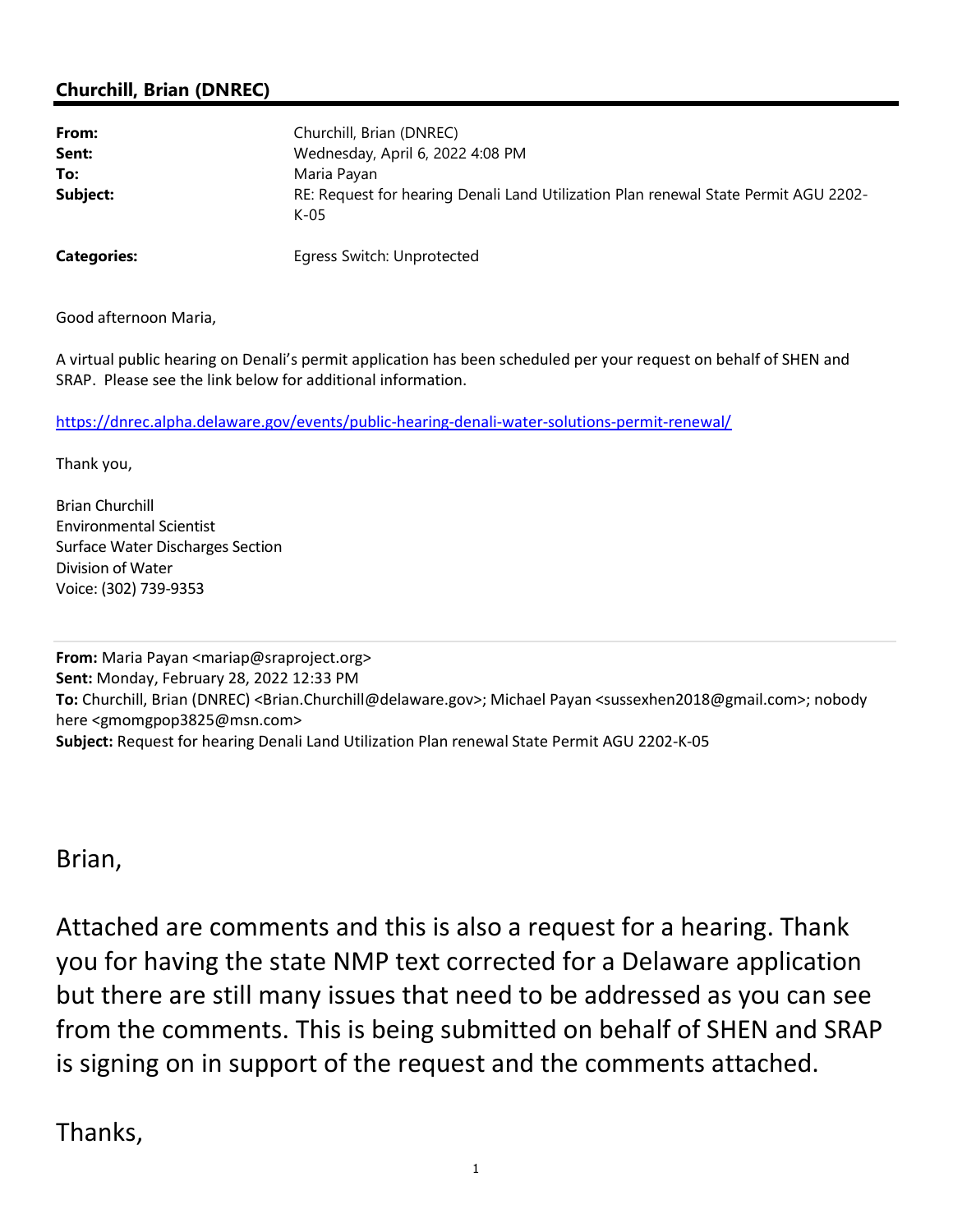**Churchill, Brian (DNREC)**

| | |
|---|---|
| **From:** | Churchill, Brian (DNREC) |
| **Sent:** | Wednesday, April 6, 2022 4:08 PM |
| **To:** | Maria Payan |
| **Subject:** | RE: Request for hearing Denali Land Utilization Plan renewal State Permit AGU 2202-K-05 |
| **Categories:** | Egress Switch: Unprotected |

Good afternoon Maria,

A virtual public hearing on Denali's permit application has been scheduled per your request on behalf of SHEN and SRAP. Please see the link below for additional information.

https://dnrec.alpha.delaware.gov/events/public-hearing-denali-water-solutions-permit-renewal/

Thank you,

Brian Churchill
Environmental Scientist
Surface Water Discharges Section
Division of Water
Voice: (302) 739-9353

---

**From:** Maria Payan <mariap@sraproject.org>
**Sent:** Monday, February 28, 2022 12:33 PM
**To:** Churchill, Brian (DNREC) <Brian.Churchill@delaware.gov>; Michael Payan <sussexhen2018@gmail.com>; nobody here <gmomgpop3825@msn.com>
**Subject:** Request for hearing Denali Land Utilization Plan renewal State Permit AGU 2202-K-05

Brian,

Attached are comments and this is also a request for a hearing. Thank you for having the state NMP text corrected for a Delaware application but there are still many issues that need to be addressed as you can see from the comments. This is being submitted on behalf of SHEN and SRAP is signing on in support of the request and the comments attached.

Thanks,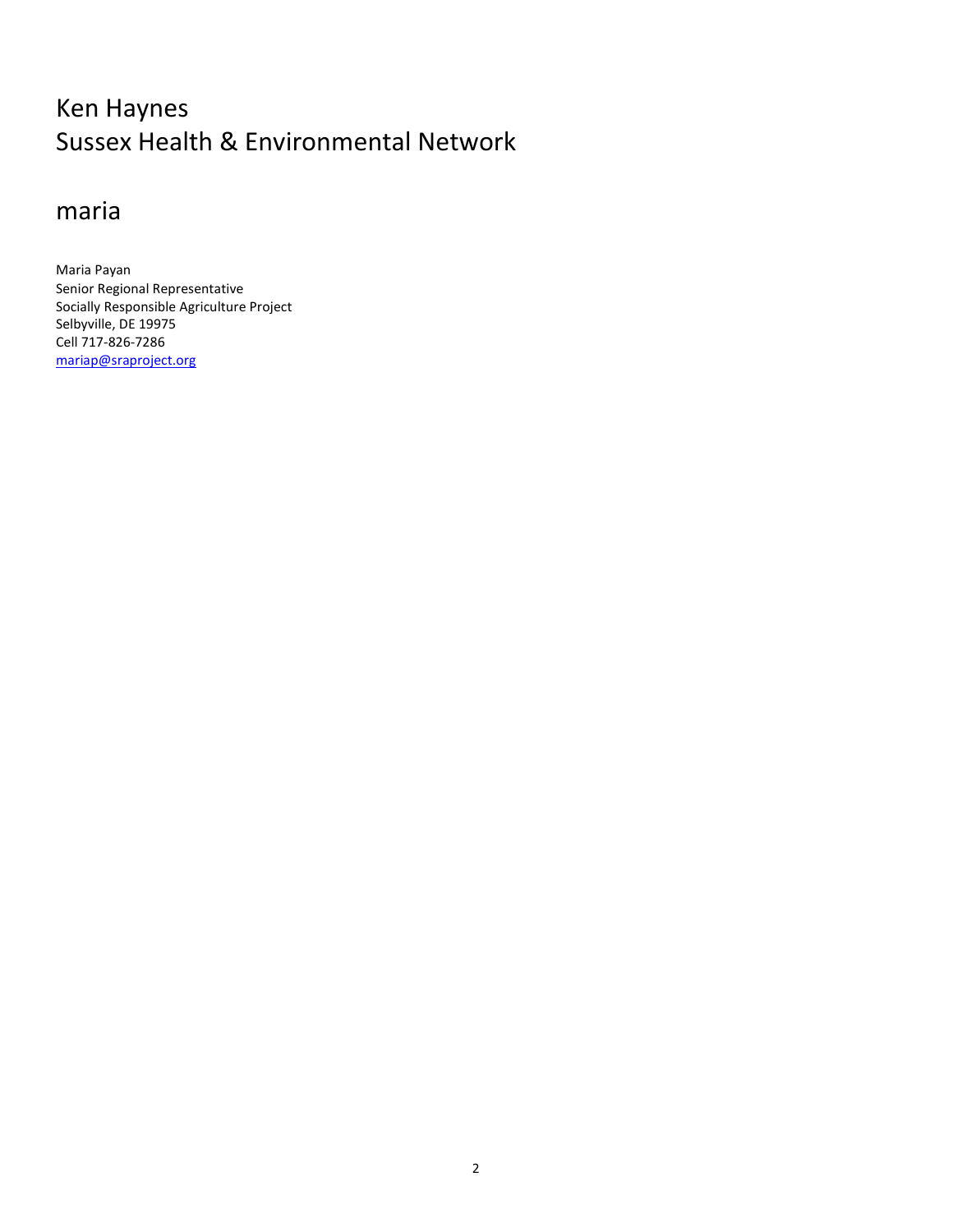# Ken Haynes
# Sussex Health & Environmental Network

## maria

Maria Payan  
Senior Regional Representative  
Socially Responsible Agriculture Project  
Selbyville, DE 19975  
Cell 717-826-7286  
[mariap@sraproject.org](mailto:mariap@sraproject.org)